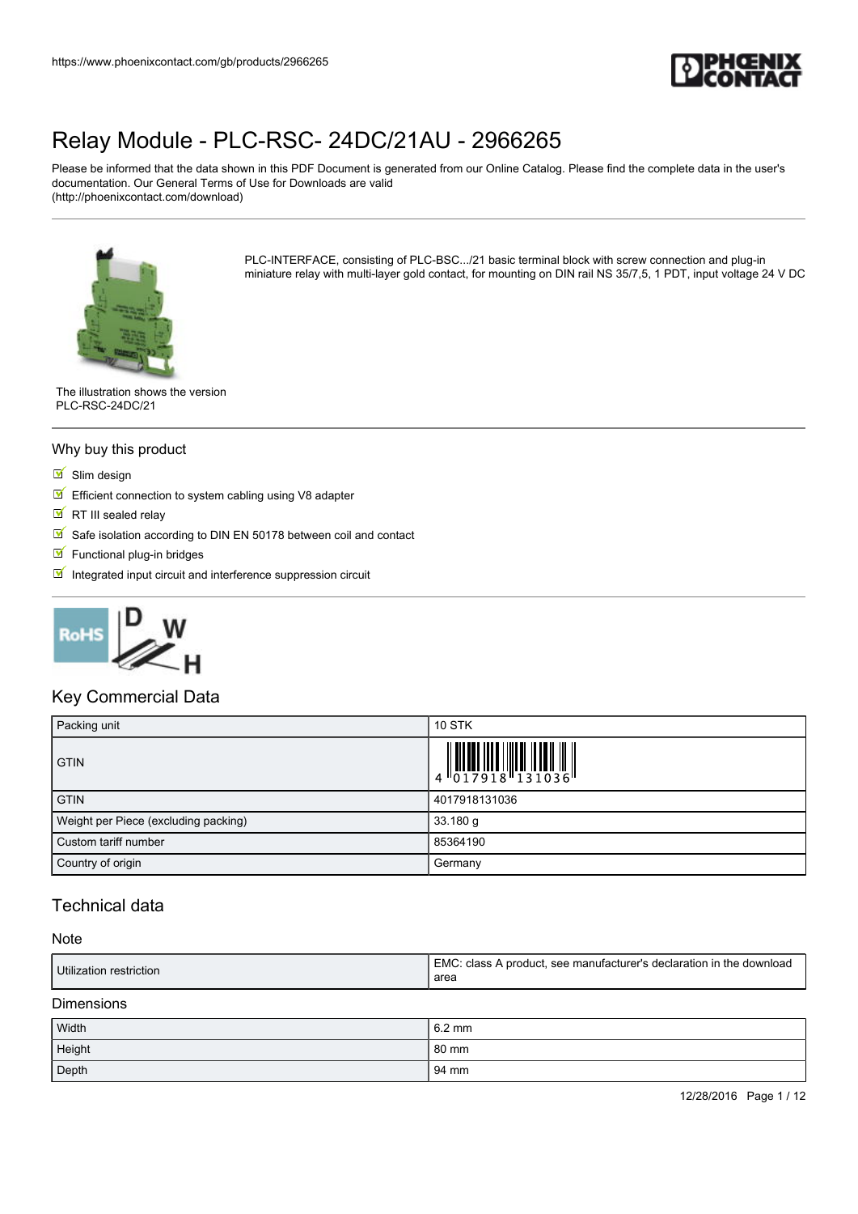# Relay Module - PLC-RSC- 24DC/21AU - 2966265

Please be informed that the data shown in this PDF Document is generated from our Online Catalog. Please find the complete data in the user's documentation. Our General Terms of Use for Downloads are valid (http://phoenixcontact.com/download)

PLC-INTERFACE, consisting of PLC-BSC.../21 basic terminal block with screw connection and plug-in miniature relay with multi-layer gold contact, for mounting on DIN rail NS 35/7,5, 1 PDT, input voltage 24 V DC

The illustration shows the version PLC-RSC-24DC/21

## Why buy this product

- Slim design
- Efficient connection to system cabling using V8 adapter
- RT III sealed relay
- Safe isolation according to DIN EN 50178 between coil and contact
- Functional plug-in bridges
- Integrated input circuit and interference suppression circuit

## Key Commercial Data

| Packing unit | 10 STK |
|---|---|
| GTIN | 4 017918 131036 |
| GTIN | 4017918131036 |
| Weight per Piece (excluding packing) | 33.180 g |
| Custom tariff number | 85364190 |
| Country of origin | Germany |

## Technical data

### Note

| Utilization restriction | EMC: class A product, see manufacturer's declaration in the download area |
|---|---|

### Dimensions

| Width | 6.2 mm |
|---|---|
| Height | 80 mm |
| Depth | 94 mm |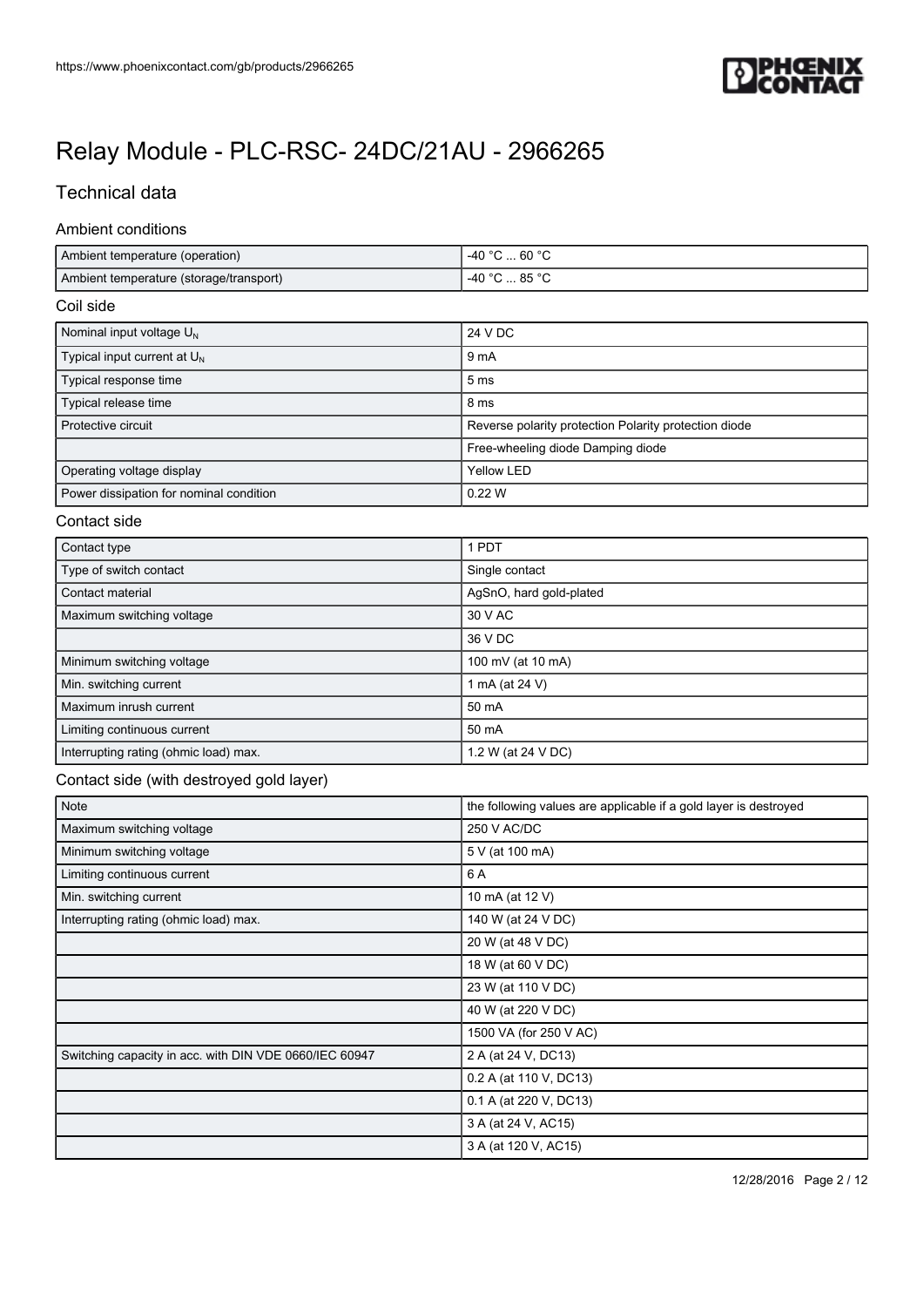# Relay Module - PLC-RSC- 24DC/21AU - 2966265

## Technical data

### Ambient conditions

| | |
|---|---|
| Ambient temperature (operation) | -40 °C ... 60 °C |
| Ambient temperature (storage/transport) | -40 °C ... 85 °C |

### Coil side

| | |
|---|---|
| Nominal input voltage $U_N$ | 24 V DC |
| Typical input current at $U_N$ | 9 mA |
| Typical response time | 5 ms |
| Typical release time | 8 ms |
| Protective circuit | Reverse polarity protection Polarity protection diode |
| | Free-wheeling diode Damping diode |
| Operating voltage display | Yellow LED |
| Power dissipation for nominal condition | 0.22 W |

### Contact side

| | |
|---|---|
| Contact type | 1 PDT |
| Type of switch contact | Single contact |
| Contact material | AgSnO, hard gold-plated |
| Maximum switching voltage | 30 V AC |
| | 36 V DC |
| Minimum switching voltage | 100 mV (at 10 mA) |
| Min. switching current | 1 mA (at 24 V) |
| Maximum inrush current | 50 mA |
| Limiting continuous current | 50 mA |
| Interrupting rating (ohmic load) max. | 1.2 W (at 24 V DC) |

### Contact side (with destroyed gold layer)

| | |
|---|---|
| Note | the following values are applicable if a gold layer is destroyed |
| Maximum switching voltage | 250 V AC/DC |
| Minimum switching voltage | 5 V (at 100 mA) |
| Limiting continuous current | 6 A |
| Min. switching current | 10 mA (at 12 V) |
| Interrupting rating (ohmic load) max. | 140 W (at 24 V DC) |
| | 20 W (at 48 V DC) |
| | 18 W (at 60 V DC) |
| | 23 W (at 110 V DC) |
| | 40 W (at 220 V DC) |
| | 1500 VA (for 250 V AC) |
| Switching capacity in acc. with DIN VDE 0660/IEC 60947 | 2 A (at 24 V, DC13) |
| | 0.2 A (at 110 V, DC13) |
| | 0.1 A (at 220 V, DC13) |
| | 3 A (at 24 V, AC15) |
| | 3 A (at 120 V, AC15) |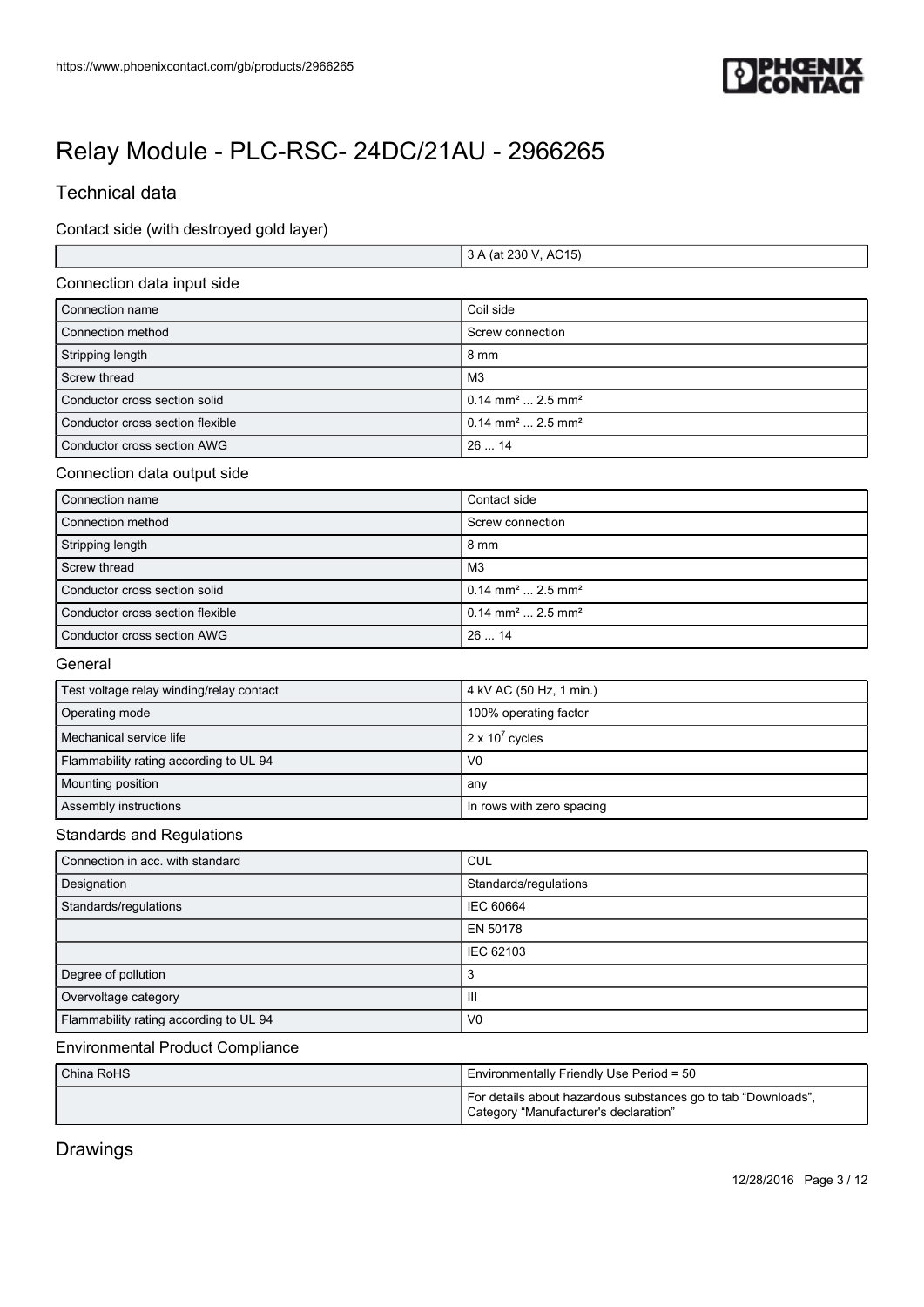# Relay Module - PLC-RSC- 24DC/21AU - 2966265

## Technical data

### Contact side (with destroyed gold layer)

| | |
|---|---|
| | 3 A (at 230 V, AC15) |

### Connection data input side

| | |
|---|---|
| Connection name | Coil side |
| Connection method | Screw connection |
| Stripping length | 8 mm |
| Screw thread | M3 |
| Conductor cross section solid | 0.14 mm² ... 2.5 mm² |
| Conductor cross section flexible | 0.14 mm² ... 2.5 mm² |
| Conductor cross section AWG | 26 ... 14 |

### Connection data output side

| | |
|---|---|
| Connection name | Contact side |
| Connection method | Screw connection |
| Stripping length | 8 mm |
| Screw thread | M3 |
| Conductor cross section solid | 0.14 mm² ... 2.5 mm² |
| Conductor cross section flexible | 0.14 mm² ... 2.5 mm² |
| Conductor cross section AWG | 26 ... 14 |

### General

| | |
|---|---|
| Test voltage relay winding/relay contact | 4 kV AC (50 Hz, 1 min.) |
| Operating mode | 100% operating factor |
| Mechanical service life | $2 \times 10^7$ cycles |
| Flammability rating according to UL 94 | V0 |
| Mounting position | any |
| Assembly instructions | In rows with zero spacing |

### Standards and Regulations

| | |
|---|---|
| Connection in acc. with standard | CUL |
| Designation | Standards/regulations |
| Standards/regulations | IEC 60664 |
| | EN 50178 |
| | IEC 62103 |
| Degree of pollution | 3 |
| Overvoltage category | III |
| Flammability rating according to UL 94 | V0 |

### Environmental Product Compliance

| | |
|---|---|
| China RoHS | Environmentally Friendly Use Period = 50 |
| | For details about hazardous substances go to tab “Downloads”, Category “Manufacturer's declaration” |

## Drawings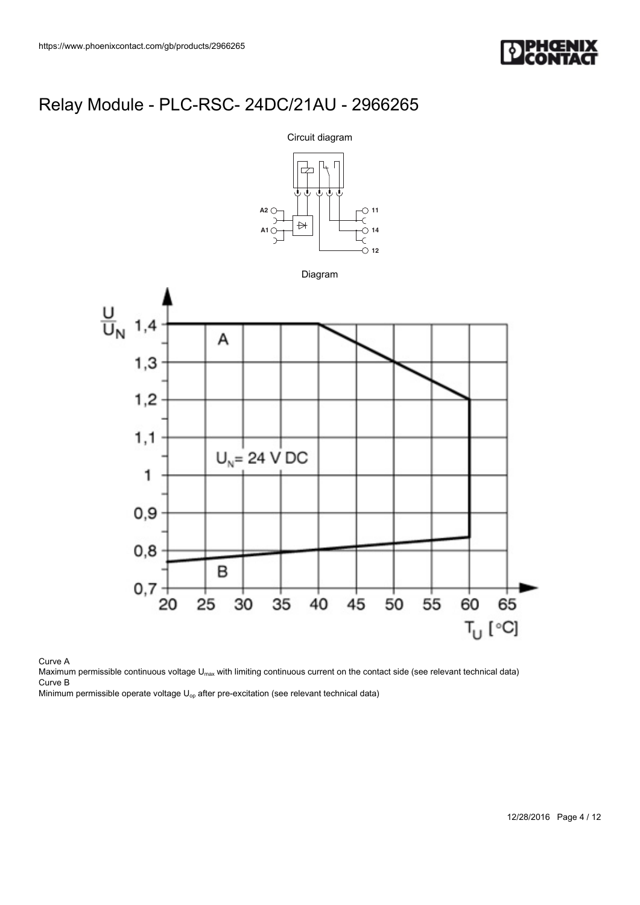# Relay Module - PLC-RSC- 24DC/21AU - 2966265

Circuit diagram

Diagram

Curve A

Maximum permissible continuous voltage $U_{max}$ with limiting continuous current on the contact side (see relevant technical data)

Curve B

Minimum permissible operate voltage $U_{op}$ after pre-excitation (see relevant technical data)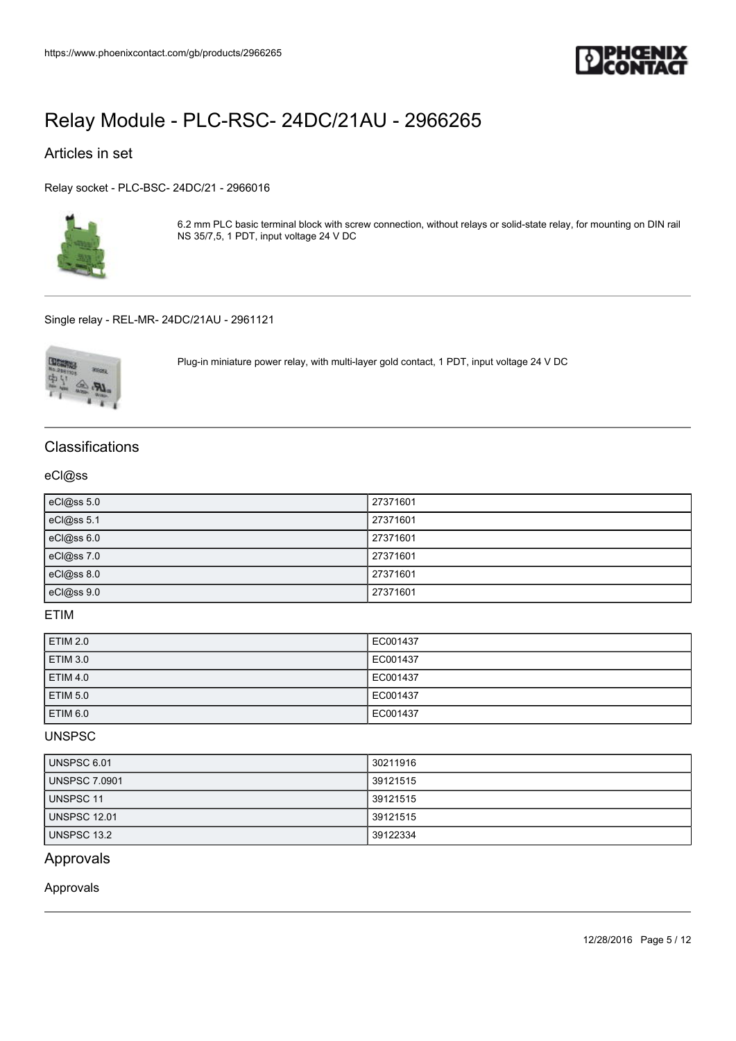# Relay Module - PLC-RSC- 24DC/21AU - 2966265

## Articles in set

Relay socket - PLC-BSC- 24DC/21 - 2966016

6.2 mm PLC basic terminal block with screw connection, without relays or solid-state relay, for mounting on DIN rail NS 35/7,5, 1 PDT, input voltage 24 V DC

Single relay - REL-MR- 24DC/21AU - 2961121

Plug-in miniature power relay, with multi-layer gold contact, 1 PDT, input voltage 24 V DC

## Classifications

### eCl@ss

| | |
|---|---|
| eCl@ss 5.0 | 27371601 |
| eCl@ss 5.1 | 27371601 |
| eCl@ss 6.0 | 27371601 |
| eCl@ss 7.0 | 27371601 |
| eCl@ss 8.0 | 27371601 |
| eCl@ss 9.0 | 27371601 |

### ETIM

| | |
|---|---|
| ETIM 2.0 | EC001437 |
| ETIM 3.0 | EC001437 |
| ETIM 4.0 | EC001437 |
| ETIM 5.0 | EC001437 |
| ETIM 6.0 | EC001437 |

### UNSPSC

| | |
|---|---|
| UNSPSC 6.01 | 30211916 |
| UNSPSC 7.0901 | 39121515 |
| UNSPSC 11 | 39121515 |
| UNSPSC 12.01 | 39121515 |
| UNSPSC 13.2 | 39122334 |

## Approvals

### Approvals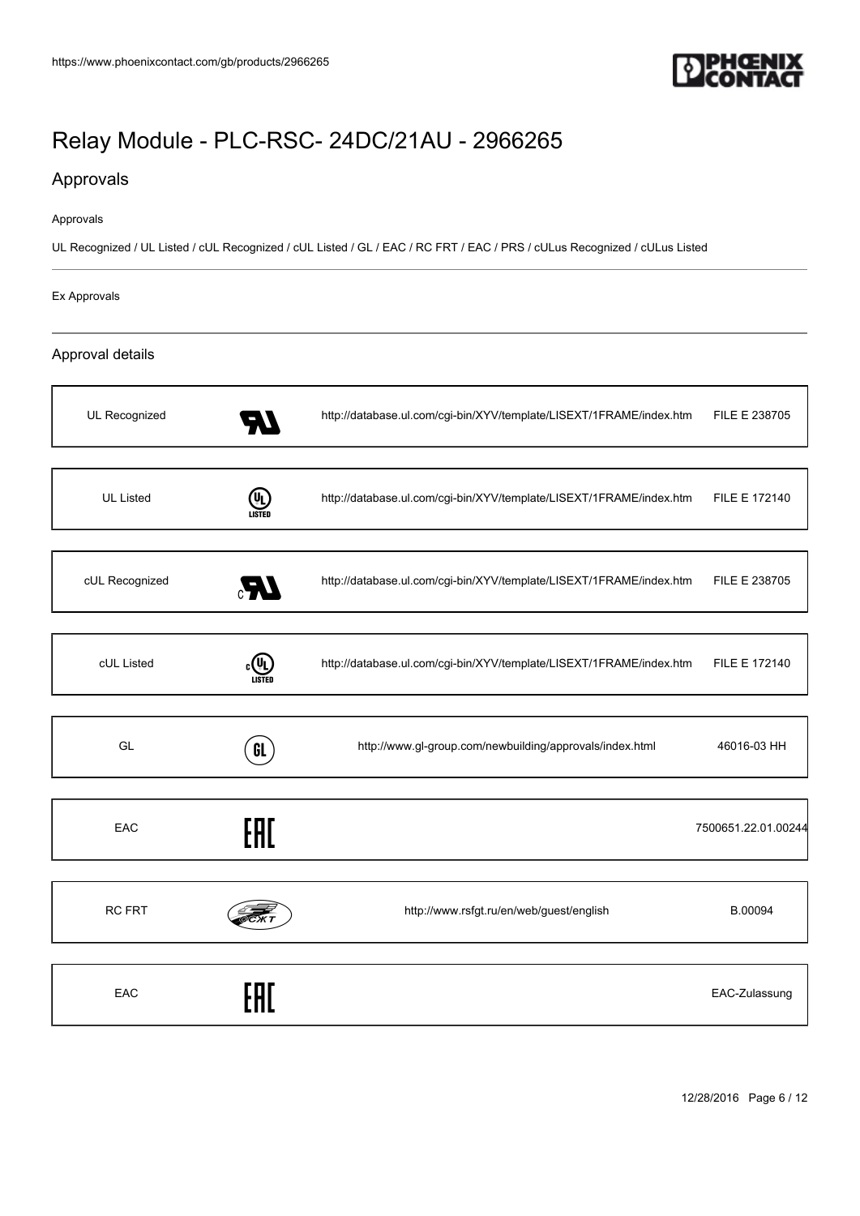# Relay Module - PLC-RSC- 24DC/21AU - 2966265

## Approvals

Approvals

UL Recognized / UL Listed / cUL Recognized / cUL Listed / GL / EAC / RC FRT / EAC / PRS / cULus Recognized / cULus Listed

Ex Approvals

### Approval details

| UL Recognized | | http://database.ul.com/cgi-bin/XYV/template/LISEXT/1FRAME/index.htm | FILE E 238705 |
|---|---|---|---|
| UL Listed | | http://database.ul.com/cgi-bin/XYV/template/LISEXT/1FRAME/index.htm | FILE E 172140 |
| cUL Recognized | | http://database.ul.com/cgi-bin/XYV/template/LISEXT/1FRAME/index.htm | FILE E 238705 |
| cUL Listed | | http://database.ul.com/cgi-bin/XYV/template/LISEXT/1FRAME/index.htm | FILE E 172140 |
| GL | | http://www.gl-group.com/newbuilding/approvals/index.html | 46016-03 HH |
| EAC | | | 7500651.22.01.00244 |
| RC FRT | | http://www.rsfgt.ru/en/web/guest/english | B.00094 |
| EAC | | | EAC-Zulassung |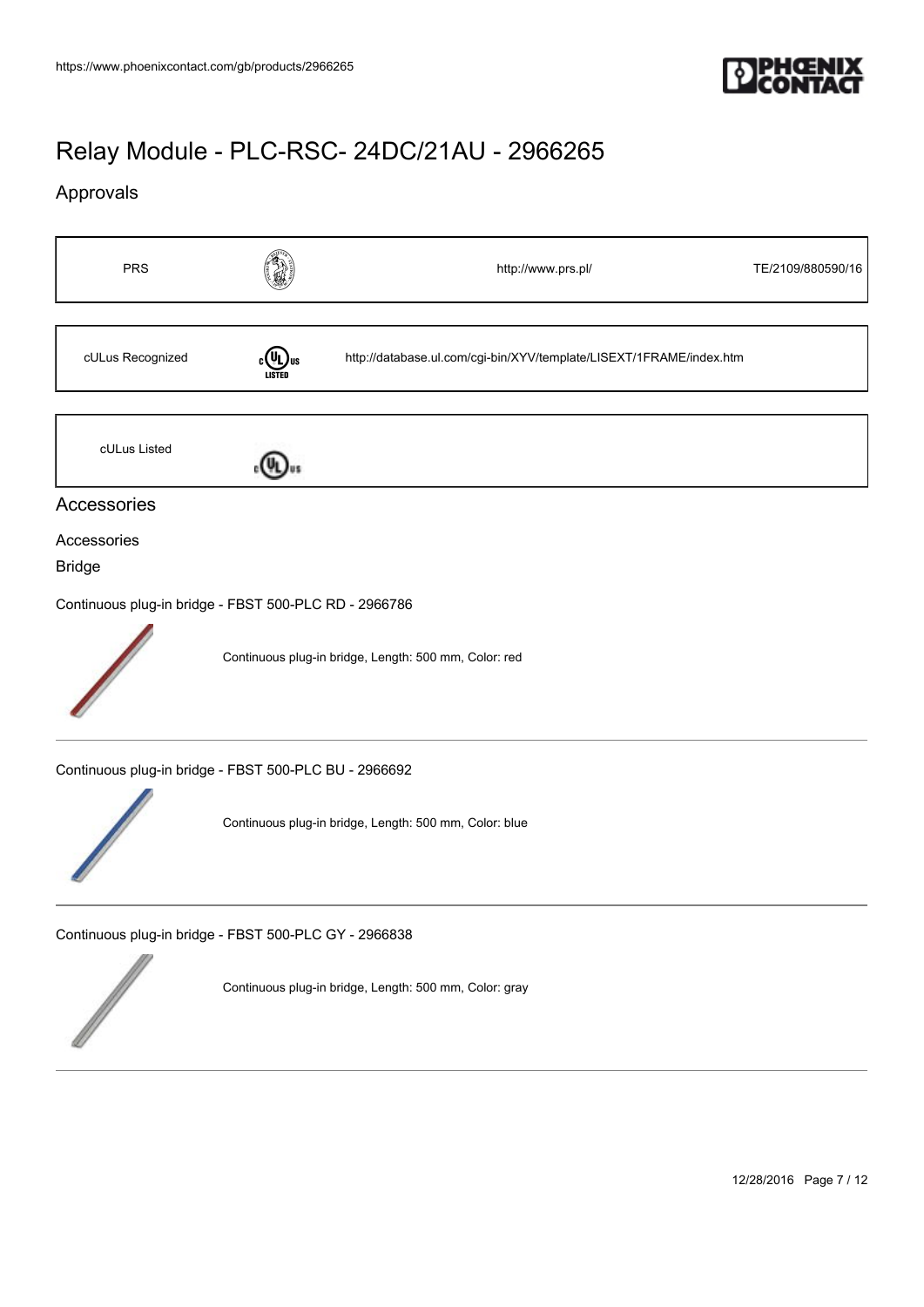# Relay Module - PLC-RSC- 24DC/21AU - 2966265

## Approvals

| | | | |
|---|---|---|---|
| PRS | | http://www.prs.pl/ | TE/2109/880590/16 |

| | | |
|---|---|---|
| cULus Recognized | | http://database.ul.com/cgi-bin/XYV/template/LISEXT/1FRAME/index.htm |

| | |
|---|---|
| cULus Listed | |

## Accessories

### Accessories

#### Bridge

Continuous plug-in bridge - FBST 500-PLC RD - 2966786

Continuous plug-in bridge, Length: 500 mm, Color: red

---

Continuous plug-in bridge - FBST 500-PLC BU - 2966692

Continuous plug-in bridge, Length: 500 mm, Color: blue

---

Continuous plug-in bridge - FBST 500-PLC GY - 2966838

Continuous plug-in bridge, Length: 500 mm, Color: gray

---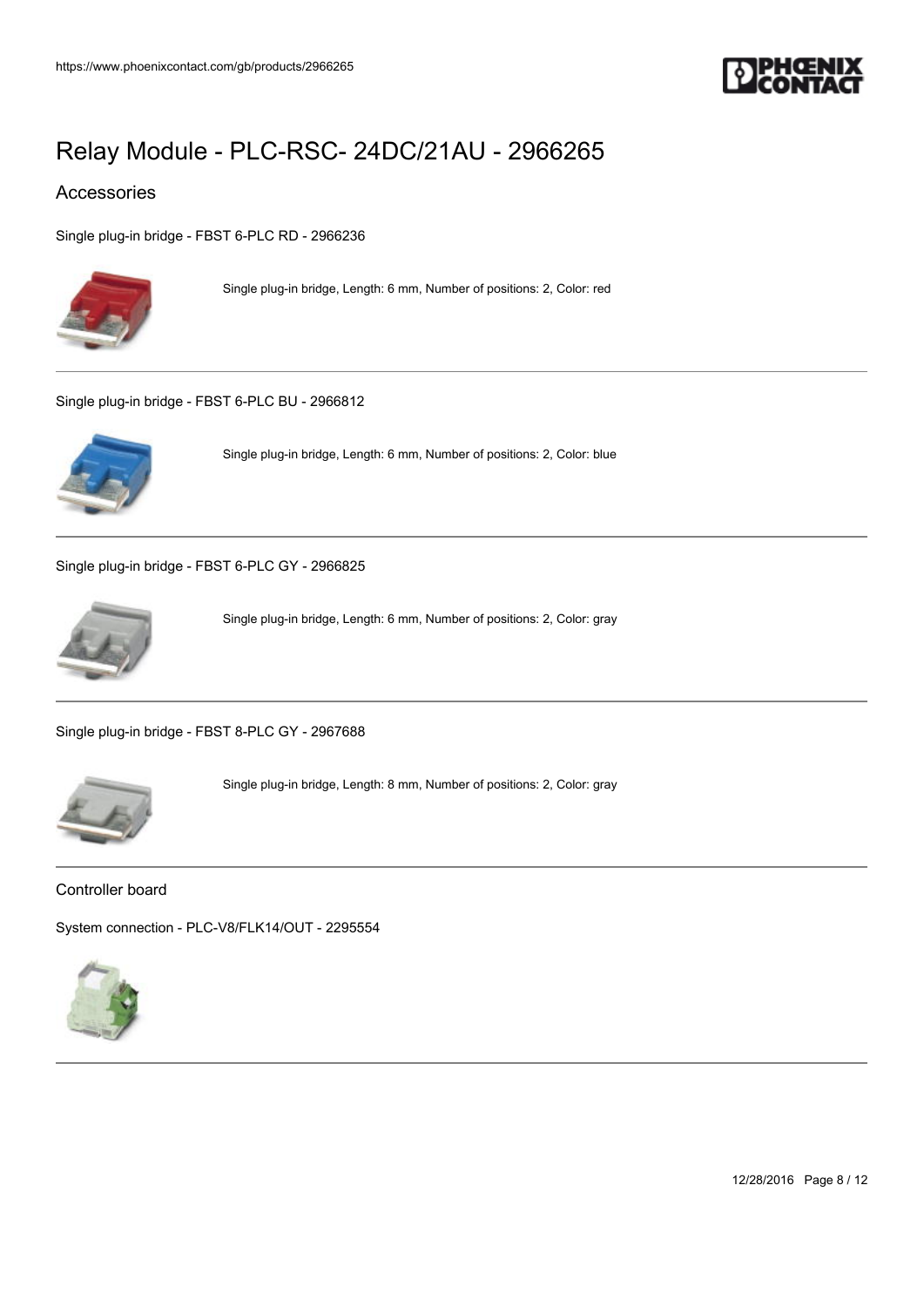# Relay Module - PLC-RSC- 24DC/21AU - 2966265

## Accessories

Single plug-in bridge - FBST 6-PLC RD - 2966236

Single plug-in bridge, Length: 6 mm, Number of positions: 2, Color: red

Single plug-in bridge - FBST 6-PLC BU - 2966812

Single plug-in bridge, Length: 6 mm, Number of positions: 2, Color: blue

Single plug-in bridge - FBST 6-PLC GY - 2966825

Single plug-in bridge, Length: 6 mm, Number of positions: 2, Color: gray

Single plug-in bridge - FBST 8-PLC GY - 2967688

Single plug-in bridge, Length: 8 mm, Number of positions: 2, Color: gray

### Controller board

System connection - PLC-V8/FLK14/OUT - 2295554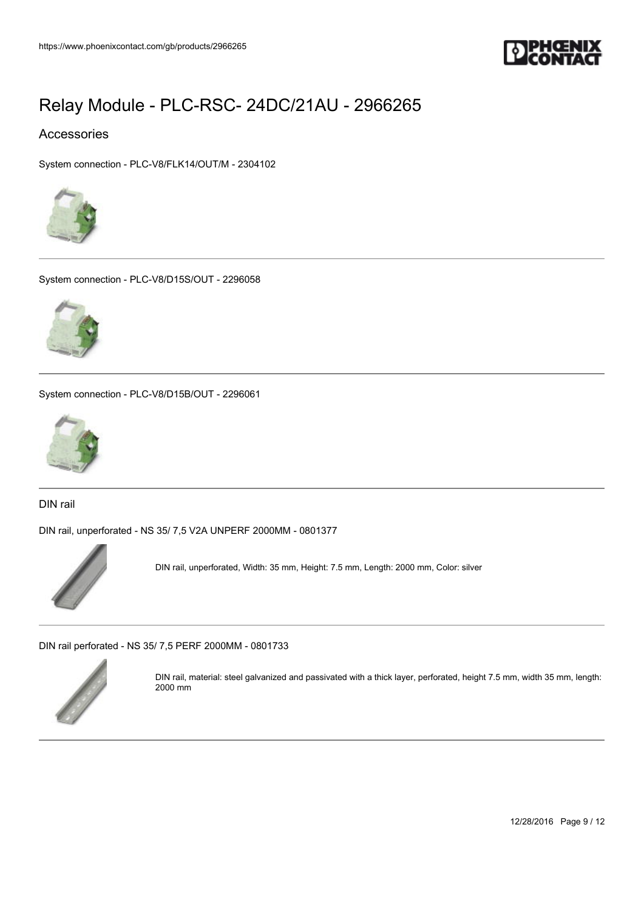# Relay Module - PLC-RSC- 24DC/21AU - 2966265

## Accessories

System connection - PLC-V8/FLK14/OUT/M - 2304102

---

System connection - PLC-V8/D15S/OUT - 2296058

---

System connection - PLC-V8/D15B/OUT - 2296061

---

### DIN rail

DIN rail, unperforated - NS 35/ 7,5 V2A UNPERF 2000MM - 0801377

DIN rail, unperforated, Width: 35 mm, Height: 7.5 mm, Length: 2000 mm, Color: silver

---

DIN rail perforated - NS 35/ 7,5 PERF 2000MM - 0801733

DIN rail, material: steel galvanized and passivated with a thick layer, perforated, height 7.5 mm, width 35 mm, length: 2000 mm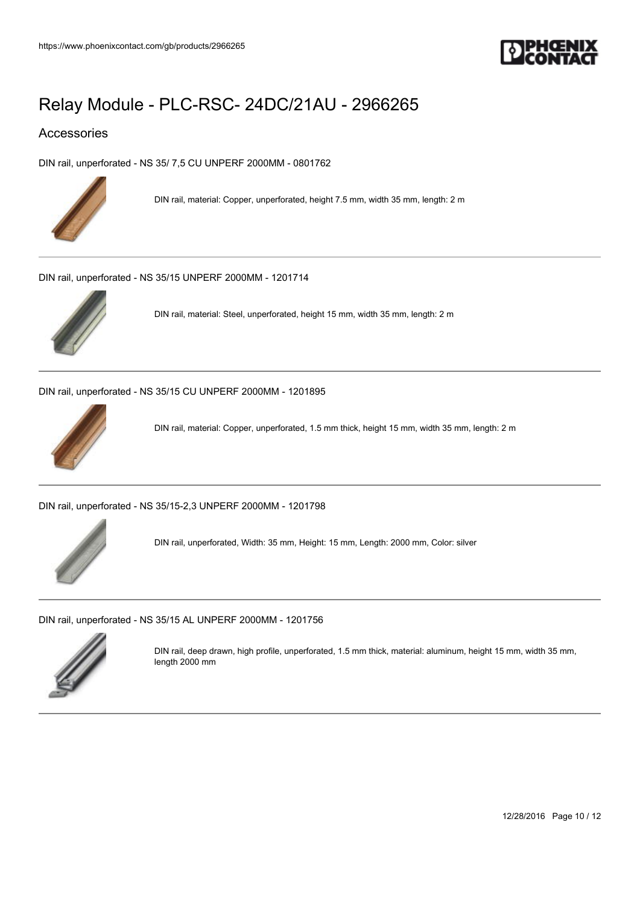# Relay Module - PLC-RSC- 24DC/21AU - 2966265

## Accessories

DIN rail, unperforated - NS 35/ 7,5 CU UNPERF 2000MM - 0801762

DIN rail, material: Copper, unperforated, height 7.5 mm, width 35 mm, length: 2 m

---

DIN rail, unperforated - NS 35/15 UNPERF 2000MM - 1201714

DIN rail, material: Steel, unperforated, height 15 mm, width 35 mm, length: 2 m

---

DIN rail, unperforated - NS 35/15 CU UNPERF 2000MM - 1201895

DIN rail, material: Copper, unperforated, 1.5 mm thick, height 15 mm, width 35 mm, length: 2 m

---

DIN rail, unperforated - NS 35/15-2,3 UNPERF 2000MM - 1201798

DIN rail, unperforated, Width: 35 mm, Height: 15 mm, Length: 2000 mm, Color: silver

---

DIN rail, unperforated - NS 35/15 AL UNPERF 2000MM - 1201756

DIN rail, deep drawn, high profile, unperforated, 1.5 mm thick, material: aluminum, height 15 mm, width 35 mm, length 2000 mm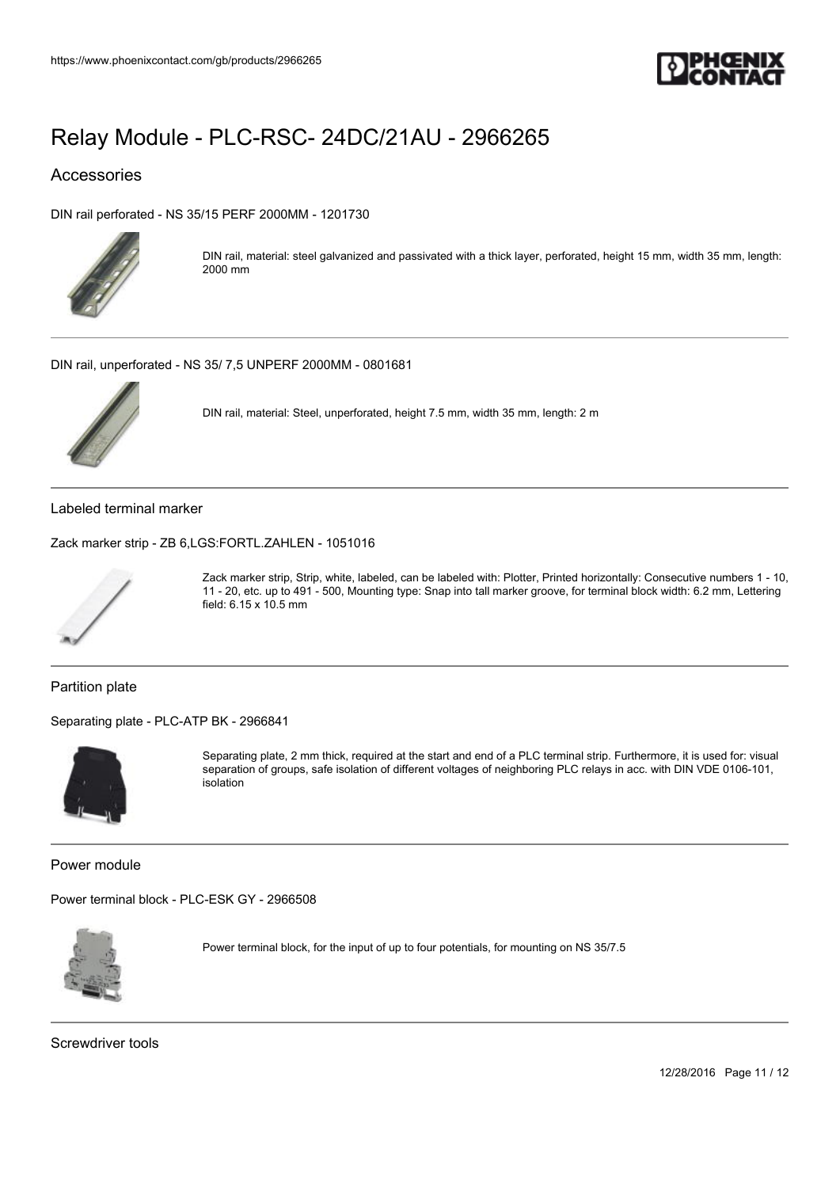# Relay Module - PLC-RSC- 24DC/21AU - 2966265

## Accessories

DIN rail perforated - NS 35/15 PERF 2000MM - 1201730

DIN rail, material: steel galvanized and passivated with a thick layer, perforated, height 15 mm, width 35 mm, length: 2000 mm

---

DIN rail, unperforated - NS 35/ 7,5 UNPERF 2000MM - 0801681

DIN rail, material: Steel, unperforated, height 7.5 mm, width 35 mm, length: 2 m

---

### Labeled terminal marker

Zack marker strip - ZB 6,LGS:FORTL.ZAHLEN - 1051016

Zack marker strip, Strip, white, labeled, can be labeled with: Plotter, Printed horizontally: Consecutive numbers 1 - 10, 11 - 20, etc. up to 491 - 500, Mounting type: Snap into tall marker groove, for terminal block width: 6.2 mm, Lettering field: 6.15 x 10.5 mm

---

### Partition plate

Separating plate - PLC-ATP BK - 2966841

Separating plate, 2 mm thick, required at the start and end of a PLC terminal strip. Furthermore, it is used for: visual separation of groups, safe isolation of different voltages of neighboring PLC relays in acc. with DIN VDE 0106-101, isolation

---

### Power module

Power terminal block - PLC-ESK GY - 2966508

Power terminal block, for the input of up to four potentials, for mounting on NS 35/7.5

---

### Screwdriver tools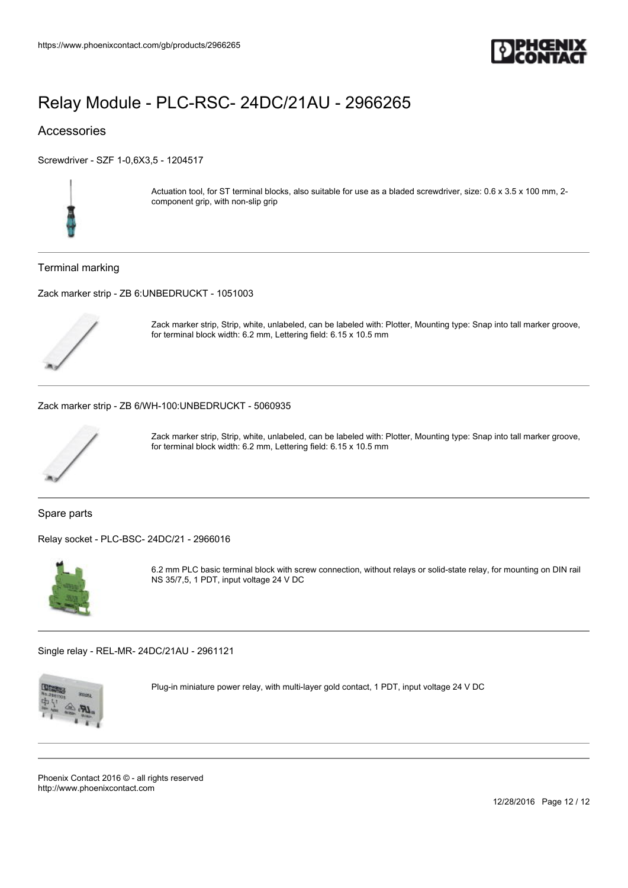# Relay Module - PLC-RSC- 24DC/21AU - 2966265

## Accessories

Screwdriver - SZF 1-0,6X3,5 - 1204517

Actuation tool, for ST terminal blocks, also suitable for use as a bladed screwdriver, size: 0.6 x 3.5 x 100 mm, 2-component grip, with non-slip grip

### Terminal marking

Zack marker strip - ZB 6:UNBEDRUCKT - 1051003

Zack marker strip, Strip, white, unlabeled, can be labeled with: Plotter, Mounting type: Snap into tall marker groove, for terminal block width: 6.2 mm, Lettering field: 6.15 x 10.5 mm

Zack marker strip - ZB 6/WH-100:UNBEDRUCKT - 5060935

Zack marker strip, Strip, white, unlabeled, can be labeled with: Plotter, Mounting type: Snap into tall marker groove, for terminal block width: 6.2 mm, Lettering field: 6.15 x 10.5 mm

### Spare parts

Relay socket - PLC-BSC- 24DC/21 - 2966016

6.2 mm PLC basic terminal block with screw connection, without relays or solid-state relay, for mounting on DIN rail NS 35/7,5, 1 PDT, input voltage 24 V DC

Single relay - REL-MR- 24DC/21AU - 2961121

Plug-in miniature power relay, with multi-layer gold contact, 1 PDT, input voltage 24 V DC